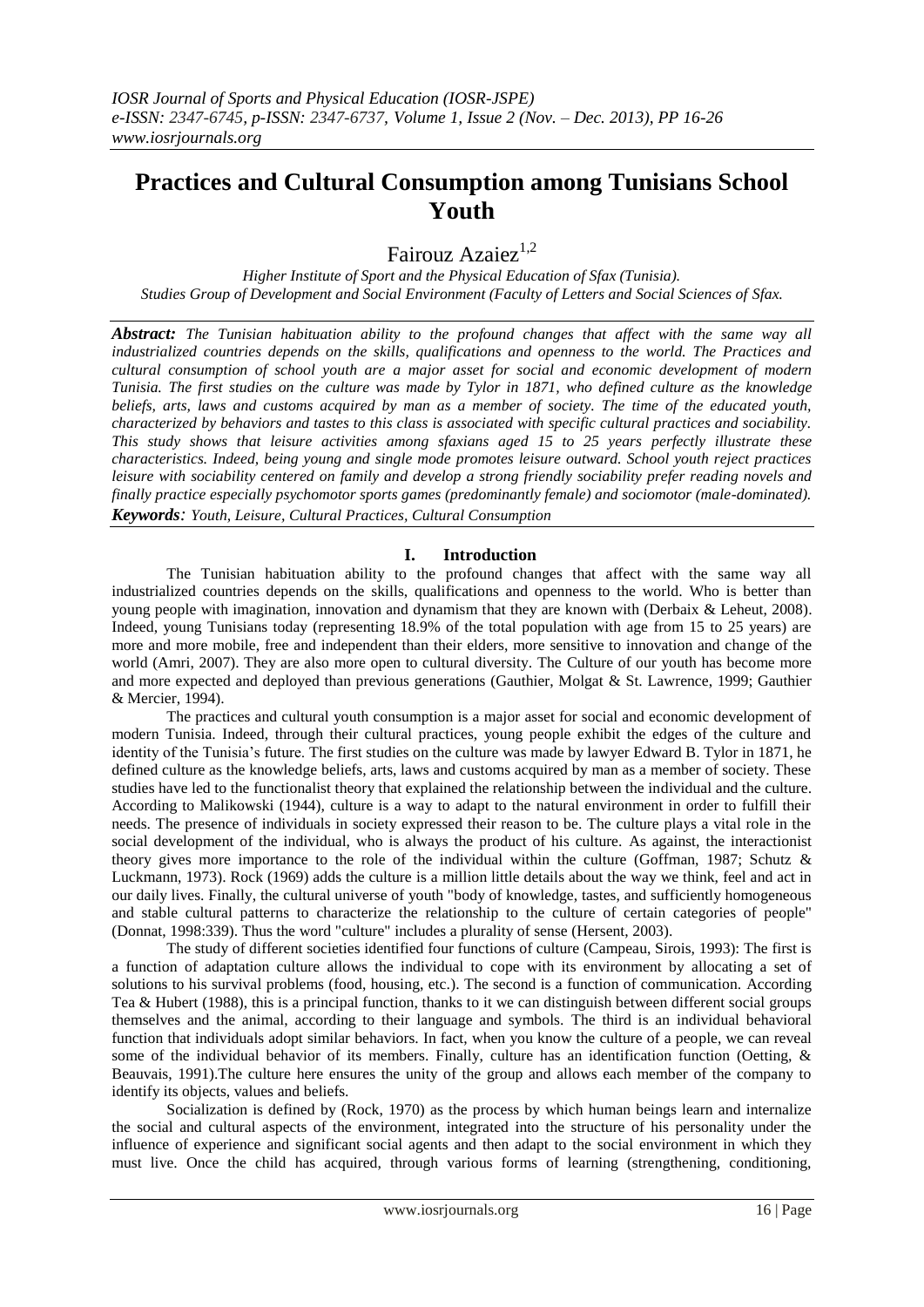# Practices and Cultural Consumption among Tunisians School Youth

Fairouz Azaiez[1,2]

*Higher Institute of Sport and the Physical Education of Sfax (Tunisia).*
*Studies Group of Development and Social Environment (Faculty of Letters and Social Sciences of Sfax.*

***Abstract:*** *The Tunisian habituation ability to the profound changes that affect with the same way all industrialized countries depends on the skills, qualifications and openness to the world. The Practices and cultural consumption of school youth are a major asset for social and economic development of modern Tunisia. The first studies on the culture was made by Tylor in 1871, who defined culture as the knowledge beliefs, arts, laws and customs acquired by man as a member of society. The time of the educated youth, characterized by behaviors and tastes to this class is associated with specific cultural practices and sociability. This study shows that leisure activities among sfaxians aged 15 to 25 years perfectly illustrate these characteristics. Indeed, being young and single mode promotes leisure outward. School youth reject practices leisure with sociability centered on family and develop a strong friendly sociability prefer reading novels and finally practice especially psychomotor sports games (predominantly female) and sociomotor (male-dominated).*

***Keywords****: Youth, Leisure, Cultural Practices, Cultural Consumption*

## I. Introduction

The Tunisian habituation ability to the profound changes that affect with the same way all industrialized countries depends on the skills, qualifications and openness to the world. Who is better than young people with imagination, innovation and dynamism that they are known with (Derbaix & Leheut, 2008). Indeed, young Tunisians today (representing 18.9% of the total population with age from 15 to 25 years) are more and more mobile, free and independent than their elders, more sensitive to innovation and change of the world (Amri, 2007). They are also more open to cultural diversity. The Culture of our youth has become more and more expected and deployed than previous generations (Gauthier, Molgat & St. Lawrence, 1999; Gauthier & Mercier, 1994).

The practices and cultural youth consumption is a major asset for social and economic development of modern Tunisia. Indeed, through their cultural practices, young people exhibit the edges of the culture and identity of the Tunisia's future. The first studies on the culture was made by lawyer Edward B. Tylor in 1871, he defined culture as the knowledge beliefs, arts, laws and customs acquired by man as a member of society. These studies have led to the functionalist theory that explained the relationship between the individual and the culture. According to Malikowski (1944), culture is a way to adapt to the natural environment in order to fulfill their needs. The presence of individuals in society expressed their reason to be. The culture plays a vital role in the social development of the individual, who is always the product of his culture. As against, the interactionist theory gives more importance to the role of the individual within the culture (Goffman, 1987; Schutz & Luckmann, 1973). Rock (1969) adds the culture is a million little details about the way we think, feel and act in our daily lives. Finally, the cultural universe of youth "body of knowledge, tastes, and sufficiently homogeneous and stable cultural patterns to characterize the relationship to the culture of certain categories of people" (Donnat, 1998:339). Thus the word "culture" includes a plurality of sense (Hersent, 2003).

The study of different societies identified four functions of culture (Campeau, Sirois, 1993): The first is a function of adaptation culture allows the individual to cope with its environment by allocating a set of solutions to his survival problems (food, housing, etc.). The second is a function of communication. According Tea & Hubert (1988), this is a principal function, thanks to it we can distinguish between different social groups themselves and the animal, according to their language and symbols. The third is an individual behavioral function that individuals adopt similar behaviors. In fact, when you know the culture of a people, we can reveal some of the individual behavior of its members. Finally, culture has an identification function (Oetting, & Beauvais, 1991).The culture here ensures the unity of the group and allows each member of the company to identify its objects, values and beliefs.

Socialization is defined by (Rock, 1970) as the process by which human beings learn and internalize the social and cultural aspects of the environment, integrated into the structure of his personality under the influence of experience and significant social agents and then adapt to the social environment in which they must live. Once the child has acquired, through various forms of learning (strengthening, conditioning,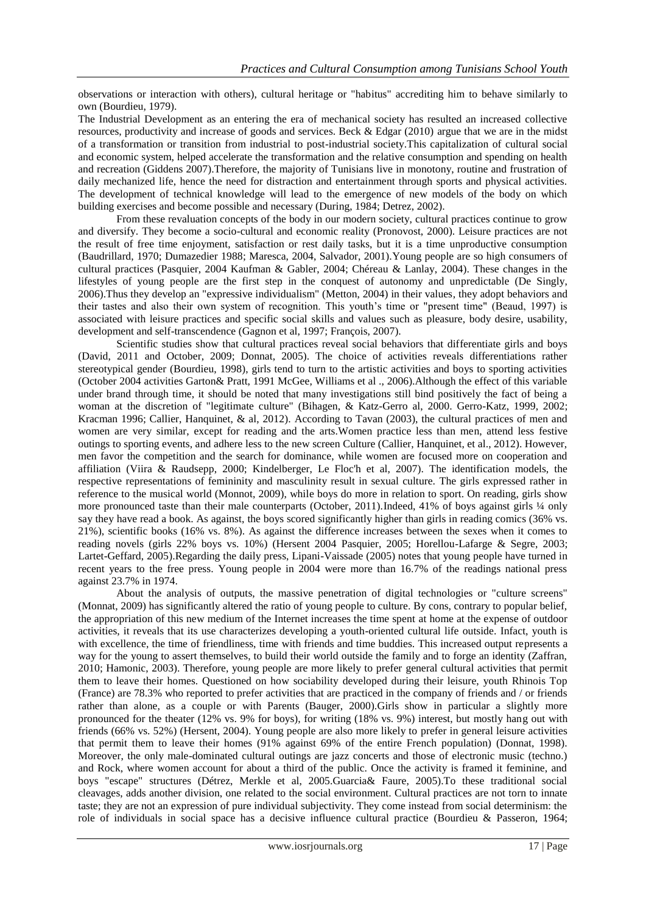observations or interaction with others), cultural heritage or "habitus" accrediting him to behave similarly to own (Bourdieu, 1979).

The Industrial Development as an entering the era of mechanical society has resulted an increased collective resources, productivity and increase of goods and services. Beck & Edgar (2010) argue that we are in the midst of a transformation or transition from industrial to post-industrial society.This capitalization of cultural social and economic system, helped accelerate the transformation and the relative consumption and spending on health and recreation (Giddens 2007).Therefore, the majority of Tunisians live in monotony, routine and frustration of daily mechanized life, hence the need for distraction and entertainment through sports and physical activities. The development of technical knowledge will lead to the emergence of new models of the body on which building exercises and become possible and necessary (During, 1984; Detrez, 2002).

From these revaluation concepts of the body in our modern society, cultural practices continue to grow and diversify. They become a socio-cultural and economic reality (Pronovost, 2000). Leisure practices are not the result of free time enjoyment, satisfaction or rest daily tasks, but it is a time unproductive consumption (Baudrillard, 1970; Dumazedier 1988; Maresca, 2004, Salvador, 2001).Young people are so high consumers of cultural practices (Pasquier, 2004 Kaufman & Gabler, 2004; Chéreau & Lanlay, 2004). These changes in the lifestyles of young people are the first step in the conquest of autonomy and unpredictable (De Singly, 2006).Thus they develop an "expressive individualism" (Metton, 2004) in their values, they adopt behaviors and their tastes and also their own system of recognition. This youth's time or "present time" (Beaud, 1997) is associated with leisure practices and specific social skills and values such as pleasure, body desire, usability, development and self-transcendence (Gagnon et al, 1997; François, 2007).

Scientific studies show that cultural practices reveal social behaviors that differentiate girls and boys (David, 2011 and October, 2009; Donnat, 2005). The choice of activities reveals differentiations rather stereotypical gender (Bourdieu, 1998), girls tend to turn to the artistic activities and boys to sporting activities (October 2004 activities Garton& Pratt, 1991 McGee, Williams et al ., 2006).Although the effect of this variable under brand through time, it should be noted that many investigations still bind positively the fact of being a woman at the discretion of "legitimate culture" (Bihagen, & Katz-Gerro al, 2000. Gerro-Katz, 1999, 2002; Kracman 1996; Callier, Hanquinet, & al, 2012). According to Tavan (2003), the cultural practices of men and women are very similar, except for reading and the arts.Women practice less than men, attend less festive outings to sporting events, and adhere less to the new screen Culture (Callier, Hanquinet, et al., 2012). However, men favor the competition and the search for dominance, while women are focused more on cooperation and affiliation (Viira & Raudsepp, 2000; Kindelberger, Le Floc'h et al, 2007). The identification models, the respective representations of femininity and masculinity result in sexual culture. The girls expressed rather in reference to the musical world (Monnot, 2009), while boys do more in relation to sport. On reading, girls show more pronounced taste than their male counterparts (October, 2011).Indeed, 41% of boys against girls ¼ only say they have read a book. As against, the boys scored significantly higher than girls in reading comics (36% vs. 21%), scientific books (16% vs. 8%). As against the difference increases between the sexes when it comes to reading novels (girls 22% boys vs. 10%) (Hersent 2004 Pasquier, 2005; Horellou-Lafarge & Segre, 2003; Lartet-Geffard, 2005).Regarding the daily press, Lipani-Vaissade (2005) notes that young people have turned in recent years to the free press. Young people in 2004 were more than 16.7% of the readings national press against 23.7% in 1974.

About the analysis of outputs, the massive penetration of digital technologies or "culture screens" (Monnat, 2009) has significantly altered the ratio of young people to culture. By cons, contrary to popular belief, the appropriation of this new medium of the Internet increases the time spent at home at the expense of outdoor activities, it reveals that its use characterizes developing a youth-oriented cultural life outside. Infact, youth is with excellence, the time of friendliness, time with friends and time buddies. This increased output represents a way for the young to assert themselves, to build their world outside the family and to forge an identity (Zaffran, 2010; Hamonic, 2003). Therefore, young people are more likely to prefer general cultural activities that permit them to leave their homes. Questioned on how sociability developed during their leisure, youth Rhinois Top (France) are 78.3% who reported to prefer activities that are practiced in the company of friends and / or friends rather than alone, as a couple or with Parents (Bauger, 2000).Girls show in particular a slightly more pronounced for the theater (12% vs. 9% for boys), for writing (18% vs. 9%) interest, but mostly hang out with friends (66% vs. 52%) (Hersent, 2004). Young people are also more likely to prefer in general leisure activities that permit them to leave their homes (91% against 69% of the entire French population) (Donnat, 1998). Moreover, the only male-dominated cultural outings are jazz concerts and those of electronic music (techno.) and Rock, where women account for about a third of the public. Once the activity is framed it feminine, and boys "escape" structures (Détrez, Merkle et al, 2005.Guarcia& Faure, 2005).To these traditional social cleavages, adds another division, one related to the social environment. Cultural practices are not torn to innate taste; they are not an expression of pure individual subjectivity. They come instead from social determinism: the role of individuals in social space has a decisive influence cultural practice (Bourdieu & Passeron, 1964;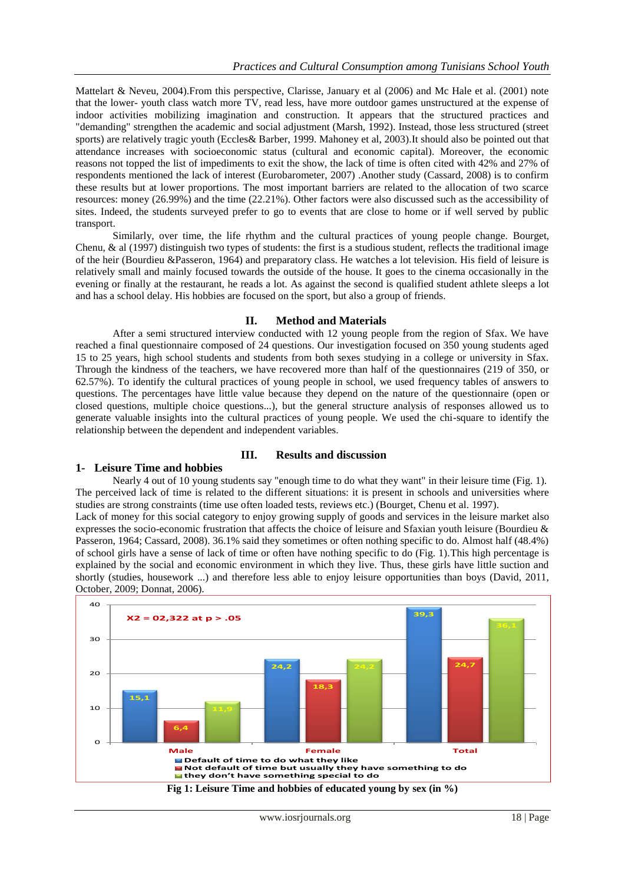Mattelart & Neveu, 2004).From this perspective, Clarisse, January et al (2006) and Mc Hale et al. (2001) note that the lower- youth class watch more TV, read less, have more outdoor games unstructured at the expense of indoor activities mobilizing imagination and construction. It appears that the structured practices and "demanding" strengthen the academic and social adjustment (Marsh, 1992). Instead, those less structured (street sports) are relatively tragic youth (Eccles& Barber, 1999. Mahoney et al, 2003).It should also be pointed out that attendance increases with socioeconomic status (cultural and economic capital). Moreover, the economic reasons not topped the list of impediments to exit the show, the lack of time is often cited with 42% and 27% of respondents mentioned the lack of interest (Eurobarometer, 2007) .Another study (Cassard, 2008) is to confirm these results but at lower proportions. The most important barriers are related to the allocation of two scarce resources: money (26.99%) and the time (22.21%). Other factors were also discussed such as the accessibility of sites. Indeed, the students surveyed prefer to go to events that are close to home or if well served by public transport.

Similarly, over time, the life rhythm and the cultural practices of young people change. Bourget, Chenu, & al (1997) distinguish two types of students: the first is a studious student, reflects the traditional image of the heir (Bourdieu &Passeron, 1964) and preparatory class. He watches a lot television. His field of leisure is relatively small and mainly focused towards the outside of the house. It goes to the cinema occasionally in the evening or finally at the restaurant, he reads a lot. As against the second is qualified student athlete sleeps a lot and has a school delay. His hobbies are focused on the sport, but also a group of friends.

## II. Method and Materials

After a semi structured interview conducted with 12 young people from the region of Sfax. We have reached a final questionnaire composed of 24 questions. Our investigation focused on 350 young students aged 15 to 25 years, high school students and students from both sexes studying in a college or university in Sfax. Through the kindness of the teachers, we have recovered more than half of the questionnaires (219 of 350, or 62.57%). To identify the cultural practices of young people in school, we used frequency tables of answers to questions. The percentages have little value because they depend on the nature of the questionnaire (open or closed questions, multiple choice questions...), but the general structure analysis of responses allowed us to generate valuable insights into the cultural practices of young people. We used the chi-square to identify the relationship between the dependent and independent variables.

## III. Results and discussion

### 1- Leisure Time and hobbies

Nearly 4 out of 10 young students say "enough time to do what they want" in their leisure time (Fig. 1). The perceived lack of time is related to the different situations: it is present in schools and universities where studies are strong constraints (time use often loaded tests, reviews etc.) (Bourget, Chenu et al. 1997).

Lack of money for this social category to enjoy growing supply of goods and services in the leisure market also expresses the socio-economic frustration that affects the choice of leisure and Sfaxian youth leisure (Bourdieu & Passeron, 1964; Cassard, 2008). 36.1% said they sometimes or often nothing specific to do. Almost half (48.4%) of school girls have a sense of lack of time or often have nothing specific to do (Fig. 1).This high percentage is explained by the social and economic environment in which they live. Thus, these girls have little suction and shortly (studies, housework ...) and therefore less able to enjoy leisure opportunities than boys (David, 2011, October, 2009; Donnat, 2006).

$X2 = 02{,}322$ at $p > .05$

| | Male | Female | Total |
|---|---|---|---|
| Default of time to do what they like | 15,1 | 24,2 | 39,3 |
| Not default of time but usually they have something to do | 6,4 | 18,3 | 24,7 |
| they don't have something special to do | 11,9 | 24,2 | 36,1 |

**Fig 1: Leisure Time and hobbies of educated young by sex (in %)**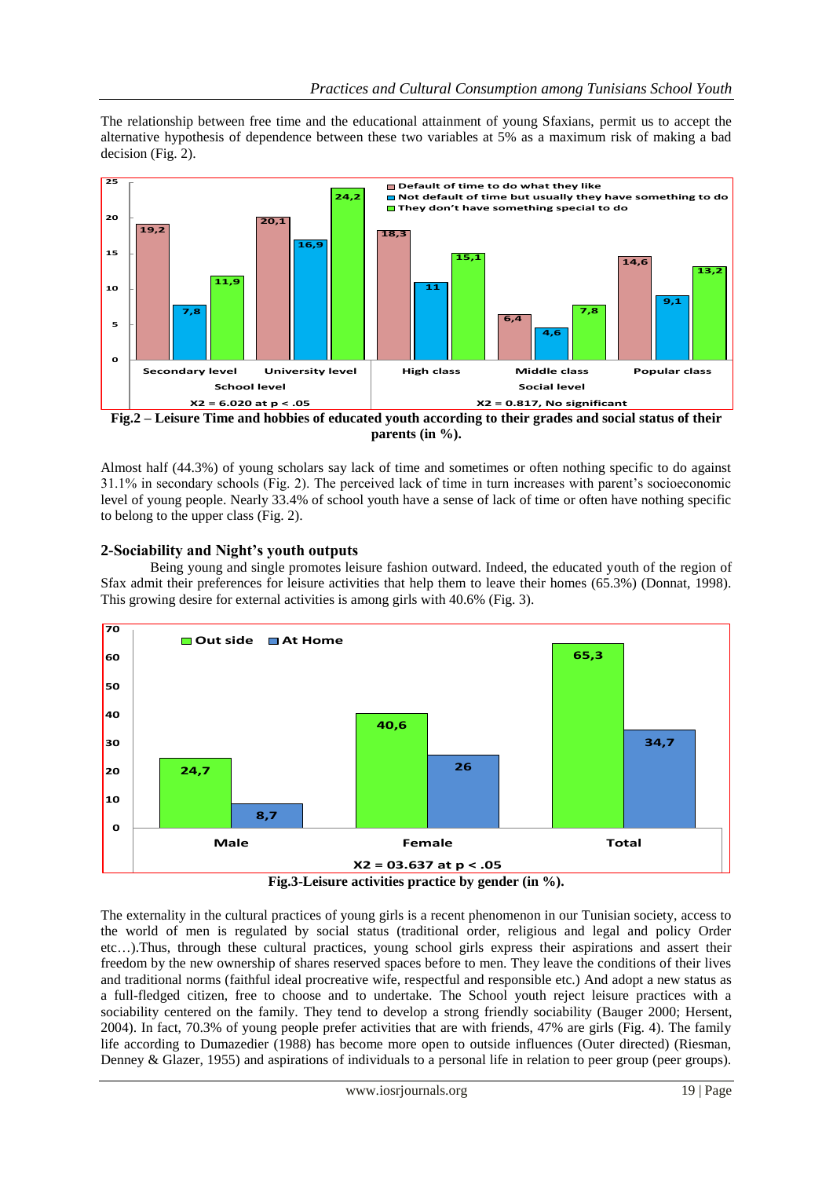The relationship between free time and the educational attainment of young Sfaxians, permit us to accept the alternative hypothesis of dependence between these two variables at 5% as a maximum risk of making a bad decision (Fig. 2).

**Fig.2 – Leisure Time and hobbies of educated youth according to their grades and social status of their parents (in %).**

Almost half (44.3%) of young scholars say lack of time and sometimes or often nothing specific to do against 31.1% in secondary schools (Fig. 2). The perceived lack of time in turn increases with parent's socioeconomic level of young people. Nearly 33.4% of school youth have a sense of lack of time or often have nothing specific to belong to the upper class (Fig. 2).

### 2-Sociability and Night's youth outputs

Being young and single promotes leisure fashion outward. Indeed, the educated youth of the region of Sfax admit their preferences for leisure activities that help them to leave their homes (65.3%) (Donnat, 1998). This growing desire for external activities is among girls with 40.6% (Fig. 3).

**Fig.3-Leisure activities practice by gender (in %).**

The externality in the cultural practices of young girls is a recent phenomenon in our Tunisian society, access to the world of men is regulated by social status (traditional order, religious and legal and policy Order etc…).Thus, through these cultural practices, young school girls express their aspirations and assert their freedom by the new ownership of shares reserved spaces before to men. They leave the conditions of their lives and traditional norms (faithful ideal procreative wife, respectful and responsible etc.) And adopt a new status as a full-fledged citizen, free to choose and to undertake. The School youth reject leisure practices with a sociability centered on the family. They tend to develop a strong friendly sociability (Bauger 2000; Hersent, 2004). In fact, 70.3% of young people prefer activities that are with friends, 47% are girls (Fig. 4). The family life according to Dumazedier (1988) has become more open to outside influences (Outer directed) (Riesman, Denney & Glazer, 1955) and aspirations of individuals to a personal life in relation to peer group (peer groups).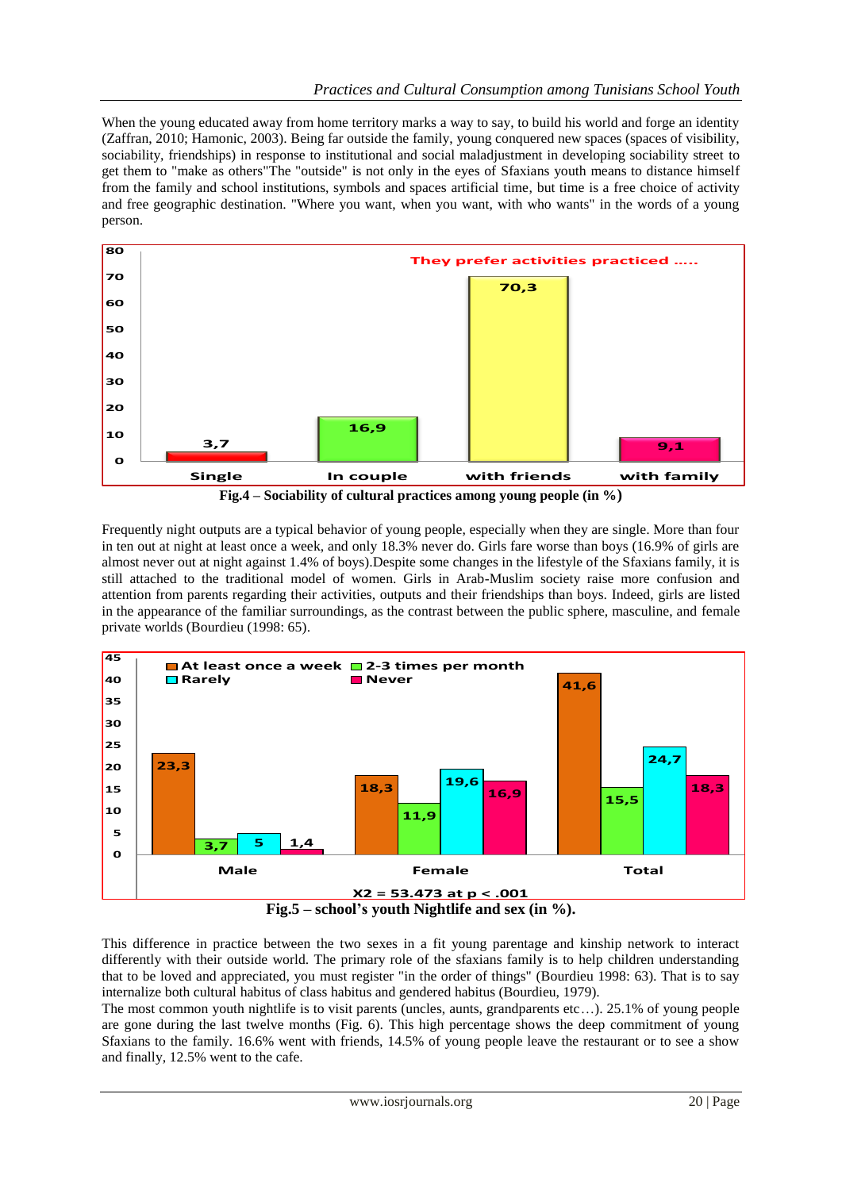When the young educated away from home territory marks a way to say, to build his world and forge an identity (Zaffran, 2010; Hamonic, 2003). Being far outside the family, young conquered new spaces (spaces of visibility, sociability, friendships) in response to institutional and social maladjustment in developing sociability street to get them to "make as others"The "outside" is not only in the eyes of Sfaxians youth means to distance himself from the family and school institutions, symbols and spaces artificial time, but time is a free choice of activity and free geographic destination. "Where you want, when you want, with who wants" in the words of a young person.

| They prefer activities practiced ..... | Single | In couple | with friends | with family |
|---|---|---|---|---|
| % | 3,7 | 16,9 | 70,3 | 9,1 |

**Fig.4 – Sociability of cultural practices among young people (in %)**

Frequently night outputs are a typical behavior of young people, especially when they are single. More than four in ten out at night at least once a week, and only 18.3% never do. Girls fare worse than boys (16.9% of girls are almost never out at night against 1.4% of boys).Despite some changes in the lifestyle of the Sfaxians family, it is still attached to the traditional model of women. Girls in Arab-Muslim society raise more confusion and attention from parents regarding their activities, outputs and their friendships than boys. Indeed, girls are listed in the appearance of the familiar surroundings, as the contrast between the public sphere, masculine, and female private worlds (Bourdieu (1998: 65).

| | At least once a week | 2-3 times per month | Rarely | Never |
|---|---|---|---|---|
| Male | 23,3 | 3,7 | 5 | 1,4 |
| Female | 18,3 | 11,9 | 19,6 | 16,9 |
| Total | 41,6 | 15,5 | 24,7 | 18,3 |

$X2 = 53.473$ at $p < .001$

**Fig.5 – school's youth Nightlife and sex (in %).**

This difference in practice between the two sexes in a fit young parentage and kinship network to interact differently with their outside world. The primary role of the sfaxians family is to help children understanding that to be loved and appreciated, you must register "in the order of things" (Bourdieu 1998: 63). That is to say internalize both cultural habitus of class habitus and gendered habitus (Bourdieu, 1979).

The most common youth nightlife is to visit parents (uncles, aunts, grandparents etc…). 25.1% of young people are gone during the last twelve months (Fig. 6). This high percentage shows the deep commitment of young Sfaxians to the family. 16.6% went with friends, 14.5% of young people leave the restaurant or to see a show and finally, 12.5% went to the cafe.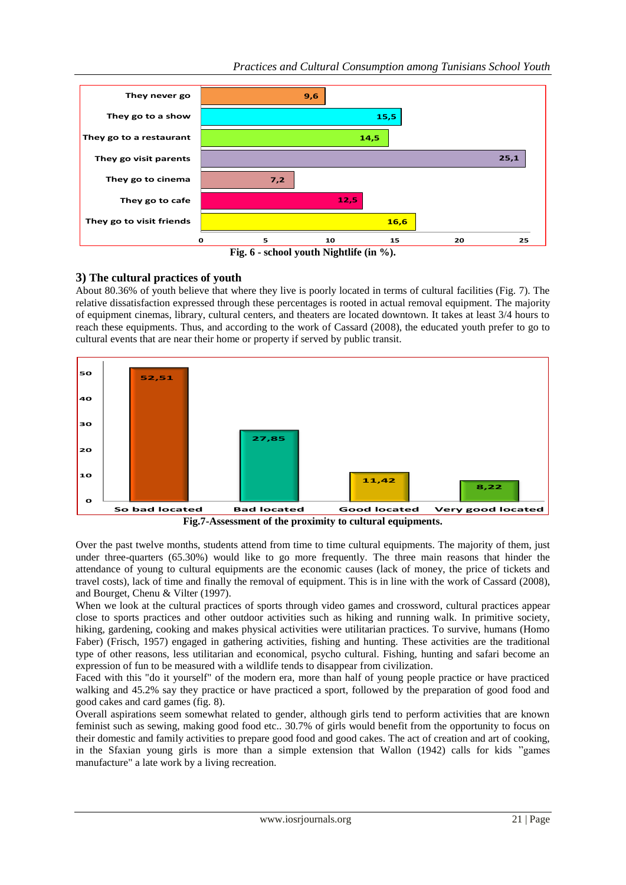| | % |
|---|---|
| They never go | 9,6 |
| They go to a show | 15,5 |
| They go to a restaurant | 14,5 |
| They go visit parents | 25,1 |
| They go to cinema | 7,2 |
| They go to cafe | 12,5 |
| They go to visit friends | 16,6 |

**Fig. 6 - school youth Nightlife (in %).**

## 3) The cultural practices of youth

About 80.36% of youth believe that where they live is poorly located in terms of cultural facilities (Fig. 7). The relative dissatisfaction expressed through these percentages is rooted in actual removal equipment. The majority of equipment cinemas, library, cultural centers, and theaters are located downtown. It takes at least 3/4 hours to reach these equipments. Thus, and according to the work of Cassard (2008), the educated youth prefer to go to cultural events that are near their home or property if served by public transit.

| So bad located | Bad located | Good located | Very good located |
|---|---|---|---|
| 52,51 | 27,85 | 11,42 | 8,22 |

**Fig.7-Assessment of the proximity to cultural equipments.**

Over the past twelve months, students attend from time to time cultural equipments. The majority of them, just under three-quarters (65.30%) would like to go more frequently. The three main reasons that hinder the attendance of young to cultural equipments are the economic causes (lack of money, the price of tickets and travel costs), lack of time and finally the removal of equipment. This is in line with the work of Cassard (2008), and Bourget, Chenu & Vilter (1997).

When we look at the cultural practices of sports through video games and crossword, cultural practices appear close to sports practices and other outdoor activities such as hiking and running walk. In primitive society, hiking, gardening, cooking and makes physical activities were utilitarian practices. To survive, humans (Homo Faber) (Frisch, 1957) engaged in gathering activities, fishing and hunting. These activities are the traditional type of other reasons, less utilitarian and economical, psycho cultural. Fishing, hunting and safari become an expression of fun to be measured with a wildlife tends to disappear from civilization.

Faced with this "do it yourself" of the modern era, more than half of young people practice or have practiced walking and 45.2% say they practice or have practiced a sport, followed by the preparation of good food and good cakes and card games (fig. 8).

Overall aspirations seem somewhat related to gender, although girls tend to perform activities that are known feminist such as sewing, making good food etc.. 30.7% of girls would benefit from the opportunity to focus on their domestic and family activities to prepare good food and good cakes. The act of creation and art of cooking, in the Sfaxian young girls is more than a simple extension that Wallon (1942) calls for kids "games manufacture" a late work by a living recreation.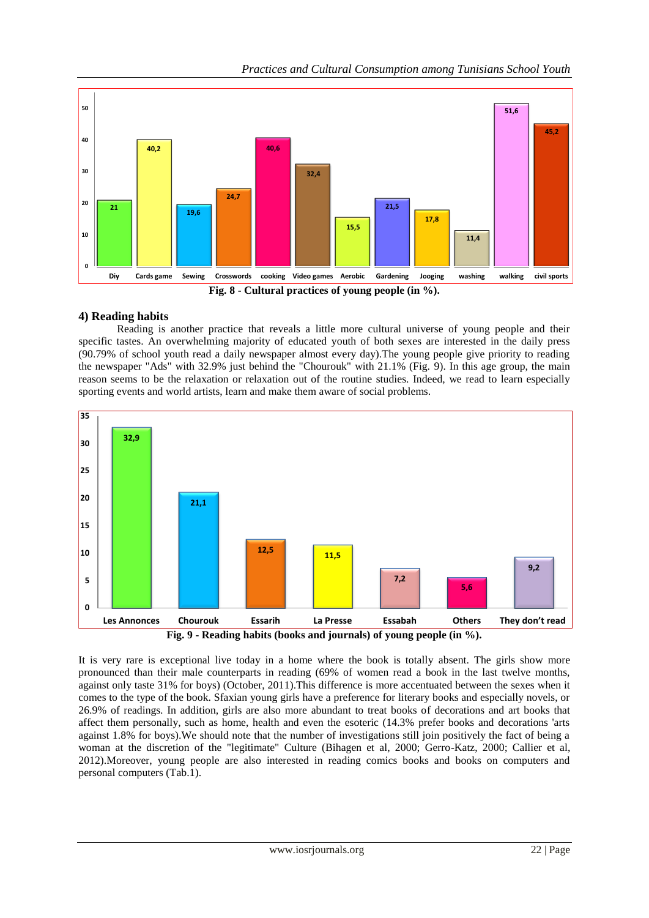Fig. 8 - Cultural practices of young people (in %).

## 4) Reading habits

Reading is another practice that reveals a little more cultural universe of young people and their specific tastes. An overwhelming majority of educated youth of both sexes are interested in the daily press (90.79% of school youth read a daily newspaper almost every day).The young people give priority to reading the newspaper "Ads" with 32.9% just behind the "Chourouk" with 21.1% (Fig. 9). In this age group, the main reason seems to be the relaxation or relaxation out of the routine studies. Indeed, we read to learn especially sporting events and world artists, learn and make them aware of social problems.

Fig. 9 - Reading habits (books and journals) of young people (in %).

It is very rare is exceptional live today in a home where the book is totally absent. The girls show more pronounced than their male counterparts in reading (69% of women read a book in the last twelve months, against only taste 31% for boys) (October, 2011).This difference is more accentuated between the sexes when it comes to the type of the book. Sfaxian young girls have a preference for literary books and especially novels, or 26.9% of readings. In addition, girls are also more abundant to treat books of decorations and art books that affect them personally, such as home, health and even the esoteric (14.3% prefer books and decorations 'arts against 1.8% for boys).We should note that the number of investigations still join positively the fact of being a woman at the discretion of the "legitimate" Culture (Bihagen et al, 2000; Gerro-Katz, 2000; Callier et al, 2012).Moreover, young people are also interested in reading comics books and books on computers and personal computers (Tab.1).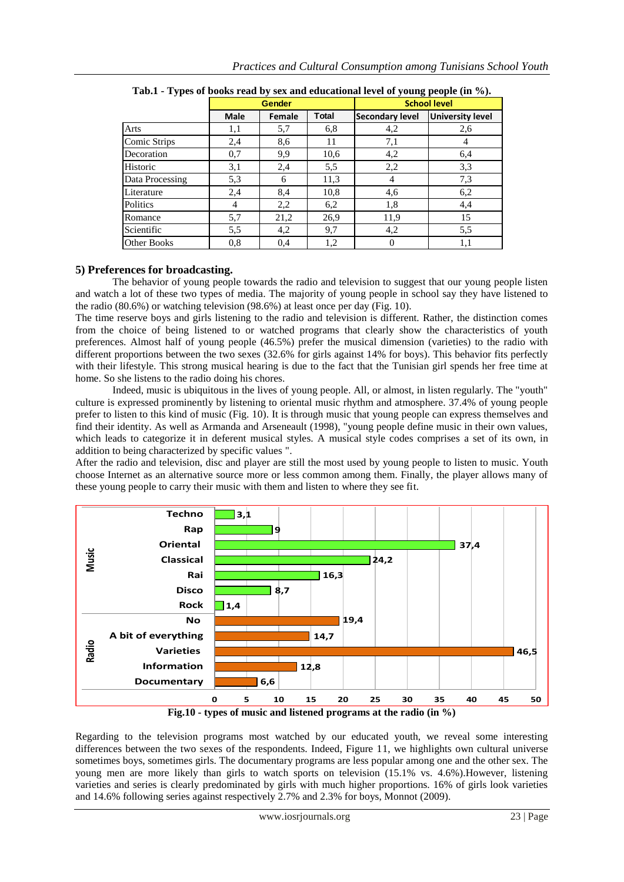Tab.1 - Types of books read by sex and educational level of young people (in %).

| | Gender | | | School level | |
|---|---|---|---|---|---|
| | Male | Female | Total | Secondary level | University level |
| Arts | 1,1 | 5,7 | 6,8 | 4,2 | 2,6 |
| Comic Strips | 2,4 | 8,6 | 11 | 7,1 | 4 |
| Decoration | 0,7 | 9,9 | 10,6 | 4,2 | 6,4 |
| Historic | 3,1 | 2,4 | 5,5 | 2,2 | 3,3 |
| Data Processing | 5,3 | 6 | 11,3 | 4 | 7,3 |
| Literature | 2,4 | 8,4 | 10,8 | 4,6 | 6,2 |
| Politics | 4 | 2,2 | 6,2 | 1,8 | 4,4 |
| Romance | 5,7 | 21,2 | 26,9 | 11,9 | 15 |
| Scientific | 5,5 | 4,2 | 9,7 | 4,2 | 5,5 |
| Other Books | 0,8 | 0,4 | 1,2 | 0 | 1,1 |

### 5) Preferences for broadcasting.

The behavior of young people towards the radio and television to suggest that our young people listen and watch a lot of these two types of media. The majority of young people in school say they have listened to the radio (80.6%) or watching television (98.6%) at least once per day (Fig. 10).

The time reserve boys and girls listening to the radio and television is different. Rather, the distinction comes from the choice of being listened to or watched programs that clearly show the characteristics of youth preferences. Almost half of young people (46.5%) prefer the musical dimension (varieties) to the radio with different proportions between the two sexes (32.6% for girls against 14% for boys). This behavior fits perfectly with their lifestyle. This strong musical hearing is due to the fact that the Tunisian girl spends her free time at home. So she listens to the radio doing his chores.

Indeed, music is ubiquitous in the lives of young people. All, or almost, in listen regularly. The "youth" culture is expressed prominently by listening to oriental music rhythm and atmosphere. 37.4% of young people prefer to listen to this kind of music (Fig. 10). It is through music that young people can express themselves and find their identity. As well as Armanda and Arseneault (1998), "young people define music in their own values, which leads to categorize it in deferent musical styles. A musical style codes comprises a set of its own, in addition to being characterized by specific values ".

After the radio and television, disc and player are still the most used by young people to listen to music. Youth choose Internet as an alternative source more or less common among them. Finally, the player allows many of these young people to carry their music with them and listen to where they see fit.

| | | % |
|---|---|---|
| Music | Techno | 3,1 |
| | Rap | 9 |
| | Oriental | 37,4 |
| | Classical | 24,2 |
| | Rai | 16,3 |
| | Disco | 8,7 |
| | Rock | 1,4 |
| Radio | No | 19,4 |
| | A bit of everything | 14,7 |
| | Varieties | 46,5 |
| | Information | 12,8 |
| | Documentary | 6,6 |

Fig.10 - types of music and listened programs at the radio (in %)

Regarding to the television programs most watched by our educated youth, we reveal some interesting differences between the two sexes of the respondents. Indeed, Figure 11, we highlights own cultural universe sometimes boys, sometimes girls. The documentary programs are less popular among one and the other sex. The young men are more likely than girls to watch sports on television (15.1% vs. 4.6%).However, listening varieties and series is clearly predominated by girls with much higher proportions. 16% of girls look varieties and 14.6% following series against respectively 2.7% and 2.3% for boys, Monnot (2009).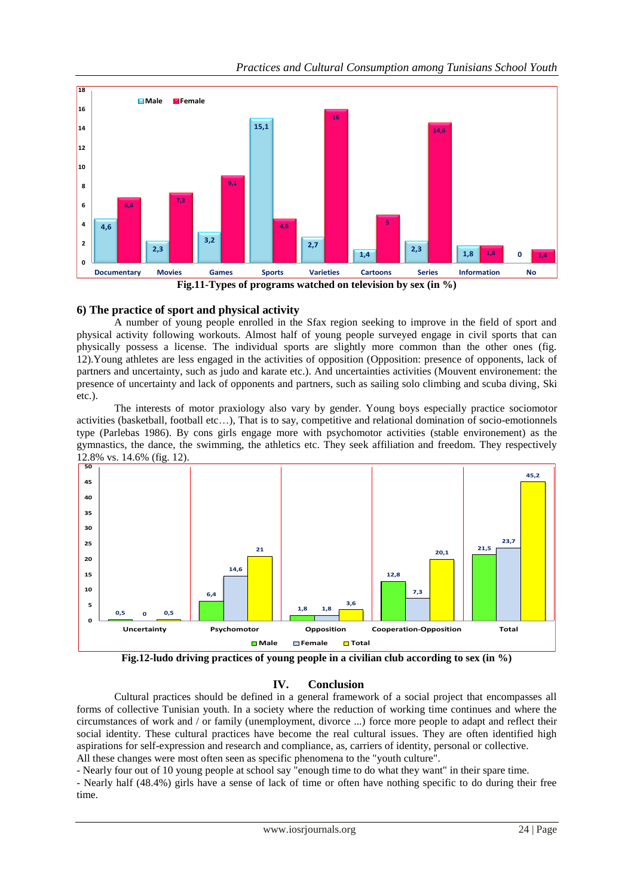| | Documentary | Movies | Games | Sports | Varieties | Cartoons | Series | Information | No |
|---|---|---|---|---|---|---|---|---|---|
| Male | 4,6 | 2,3 | 3,2 | 15,1 | 2,7 | 1,4 | 2,3 | 1,8 | 0 |
| Female | 6,8 | 7,3 | 9,1 | 4,6 | 16 | 5 | 14,6 | 1,8 | 1,4 |

**Fig.11-Types of programs watched on television by sex (in %)**

### 6) The practice of sport and physical activity

A number of young people enrolled in the Sfax region seeking to improve in the field of sport and physical activity following workouts. Almost half of young people surveyed engage in civil sports that can physically possess a license. The individual sports are slightly more common than the other ones (fig. 12).Young athletes are less engaged in the activities of opposition (Opposition: presence of opponents, lack of partners and uncertainty, such as judo and karate etc.). And uncertainties activities (Mouvent environement: the presence of uncertainty and lack of opponents and partners, such as sailing solo climbing and scuba diving, Ski etc.).

The interests of motor praxiology also vary by gender. Young boys especially practice sociomotor activities (basketball, football etc…), That is to say, competitive and relational domination of socio-emotionnels type (Parlebas 1986). By cons girls engage more with psychomotor activities (stable environement) as the gymnastics, the dance, the swimming, the athletics etc. They seek affiliation and freedom. They respectively 12.8% vs. 14.6% (fig. 12).

| | Uncertainty | Psychomotor | Opposition | Cooperation-Opposition | Total |
|---|---|---|---|---|---|
| Male | 0,5 | 6,4 | 1,8 | 12,8 | 21,5 |
| Female | 0 | 14,6 | 1,8 | 7,3 | 23,7 |
| Total | 0,5 | 21 | 3,6 | 20,1 | 45,2 |

**Fig.12-ludo driving practices of young people in a civilian club according to sex (in %)**

## IV. Conclusion

Cultural practices should be defined in a general framework of a social project that encompasses all forms of collective Tunisian youth. In a society where the reduction of working time continues and where the circumstances of work and / or family (unemployment, divorce ...) force more people to adapt and reflect their social identity. These cultural practices have become the real cultural issues. They are often identified high aspirations for self-expression and research and compliance, as, carriers of identity, personal or collective.
All these changes were most often seen as specific phenomena to the "youth culture".
- Nearly four out of 10 young people at school say "enough time to do what they want" in their spare time.
- Nearly half (48.4%) girls have a sense of lack of time or often have nothing specific to do during their free time.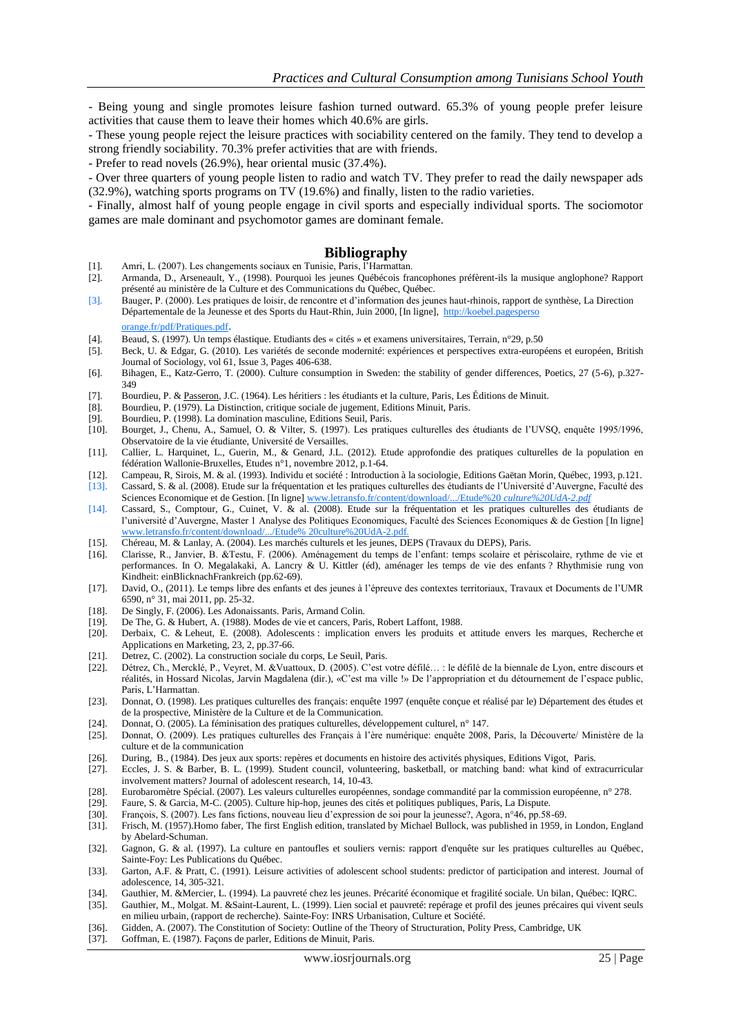- Being young and single promotes leisure fashion turned outward. 65.3% of young people prefer leisure activities that cause them to leave their homes which 40.6% are girls.

- These young people reject the leisure practices with sociability centered on the family. They tend to develop a strong friendly sociability. 70.3% prefer activities that are with friends.

- Prefer to read novels (26.9%), hear oriental music (37.4%).

- Over three quarters of young people listen to radio and watch TV. They prefer to read the daily newspaper ads (32.9%), watching sports programs on TV (19.6%) and finally, listen to the radio varieties.

- Finally, almost half of young people engage in civil sports and especially individual sports. The sociomotor games are male dominant and psychomotor games are dominant female.

## Bibliography

[1]. Amri, L. (2007). Les changements sociaux en Tunisie, Paris, l'Harmattan.

[2]. Armanda, D., Arseneault, Y., (1998). Pourquoi les jeunes Québécois francophones préfèrent-ils la musique anglophone? Rapport présenté au ministère de la Culture et des Communications du Québec, Québec.

[3]. Bauger, P. (2000). Les pratiques de loisir, de rencontre et d'information des jeunes haut-rhinois, rapport de synthèse, La Direction Départementale de la Jeunesse et des Sports du Haut-Rhin, Juin 2000, [In ligne], http://koebel.pagesperso orange.fr/pdf/Pratiques.pdf.

[4]. Beaud, S. (1997). Un temps élastique. Etudiants des « cités » et examens universitaires, Terrain, n°29, p.50

[5]. Beck, U. & Edgar, G. (2010). Les variétés de seconde modernité: expériences et perspectives extra-européens et européen, British Journal of Sociology, vol 61, Issue 3, Pages 406-638.

[6]. Bihagen, E., Katz-Gerro, T. (2000). Culture consumption in Sweden: the stability of gender differences, Poetics, 27 (5-6), p.327-349

[7]. Bourdieu, P. & Passeron, J.C. (1964). Les héritiers : les étudiants et la culture, Paris, Les Éditions de Minuit.

[8]. Bourdieu, P. (1979). La Distinction, critique sociale de jugement, Editions Minuit, Paris.

[9]. Bourdieu, P. (1998). La domination masculine, Editions Seuil, Paris.

[10]. Bourget, J., Chenu, A., Samuel, O. & Vilter, S. (1997). Les pratiques culturelles des étudiants de l'UVSQ, enquête 1995/1996, Observatoire de la vie étudiante, Université de Versailles.

[11]. Callier, L. Harquinet, L., Guerin, M., & Genard, J.L. (2012). Etude approfondie des pratiques culturelles de la population en fédération Wallonie-Bruxelles, Etudes n°1, novembre 2012, p.1-64.

[12]. Campeau, R, Sirois, M. & al. (1993). Individu et société : Introduction à la sociologie, Editions Gaëtan Morin, Québec, 1993, p.121.

[13]. Cassard, S. & al. (2008). Etude sur la fréquentation et les pratiques culturelles des étudiants de l'Université d'Auvergne, Faculté des Sciences Economique et de Gestion. [In ligne] www.letransfo.fr/content/download/.../Etude%20 *culture%20UdA-2.pdf*

[14]. Cassard, S., Comptour, G., Cuinet, V. & al. (2008). Etude sur la fréquentation et les pratiques culturelles des étudiants de l'université d'Auvergne, Master 1 Analyse des Politiques Economiques, Faculté des Sciences Economiques & de Gestion [In ligne] www.letransfo.fr/content/download/.../Etude% 20culture%20UdA-2.pdf.

[15]. Chéreau, M. & Lanlay, A. (2004). Les marchés culturels et les jeunes, DEPS (Travaux du DEPS), Paris.

[16]. Clarisse, R., Janvier, B. &Testu, F. (2006). Aménagement du temps de l'enfant: temps scolaire et périscolaire, rythme de vie et performances. In O. Megalakaki, A. Lancry & U. Kittler (éd), aménager les temps de vie des enfants ? Rhythmisie rung von Kindheit: einBlicknachFrankreich (pp.62-69).

[17]. David, O., (2011). Le temps libre des enfants et des jeunes à l'épreuve des contextes territoriaux, Travaux et Documents de l'UMR 6590, n° 31, mai 2011, pp. 25-32.

[18]. De Singly, F. (2006). Les Adonaissants. Paris, Armand Colin.

[19]. De The, G. & Hubert, A. (1988). Modes de vie et cancers, Paris, Robert Laffont, 1988.

[20]. Derbaix, C. & Leheut, E. (2008). Adolescents : implication envers les produits et attitude envers les marques, Recherche et Applications en Marketing, 23, 2, pp.37-66.

[21]. Detrez, C. (2002). La construction sociale du corps, Le Seuil, Paris.

[22]. Détrez, Ch., Mercklé, P., Veyret, M. &Vuattoux, D. (2005). C'est votre défilé… : le défilé de la biennale de Lyon, entre discours et réalités, in Hossard Nicolas, Jarvin Magdalena (dir.), «C'est ma ville !» De l'appropriation et du détournement de l'espace public, Paris, L'Harmattan.

[23]. Donnat, O. (1998). Les pratiques culturelles des français: enquête 1997 (enquête conçue et réalisé par le) Département des études et de la prospective, Ministère de la Culture et de la Communication.

[24]. Donnat, O. (2005). La féminisation des pratiques culturelles, développement culturel, n° 147.

[25]. Donnat, O. (2009). Les pratiques culturelles des Français à l'ère numérique: enquête 2008, Paris, la Découverte/ Ministère de la culture et de la communication

[26]. During, B., (1984). Des jeux aux sports: repères et documents en histoire des activités physiques, Editions Vigot, Paris.

[27]. Eccles, J. S. & Barber, B. L. (1999). Student council, volunteering, basketball, or matching band: what kind of extracurricular involvement matters? Journal of adolescent research, 14, 10-43.

[28]. Eurobaromètre Spécial. (2007). Les valeurs culturelles européennes, sondage commandité par la commission européenne, n° 278.

[29]. Faure, S. & Garcia, M-C. (2005). Culture hip-hop, jeunes des cités et politiques publiques, Paris, La Dispute.

[30]. François, S. (2007). Les fans fictions, nouveau lieu d'expression de soi pour la jeunesse?, Agora, n°46, pp.58-69.

[31]. Frisch, M. (1957).Homo faber, The first English edition, translated by Michael Bullock, was published in 1959, in London, England by Abelard-Schuman.

[32]. Gagnon, G. & al. (1997). La culture en pantoufles et souliers vernis: rapport d'enquête sur les pratiques culturelles au Québec, Sainte-Foy: Les Publications du Québec.

[33]. Garton, A.F. & Pratt, C. (1991). Leisure activities of adolescent school students: predictor of participation and interest. Journal of adolescence, 14, 305-321.

[34]. Gauthier, M. &Mercier, L. (1994). La pauvreté chez les jeunes. Précarité économique et fragilité sociale. Un bilan, Québec: IQRC.

[35]. Gauthier, M., Molgat. M. &Saint-Laurent, L. (1999). Lien social et pauvreté: repérage et profil des jeunes précaires qui vivent seuls en milieu urbain, (rapport de recherche). Sainte-Foy: INRS Urbanisation, Culture et Société.

[36]. Gidden, A. (2007). The Constitution of Society: Outline of the Theory of Structuration, Polity Press, Cambridge, UK

[37]. Goffman, E. (1987). Façons de parler, Editions de Minuit, Paris.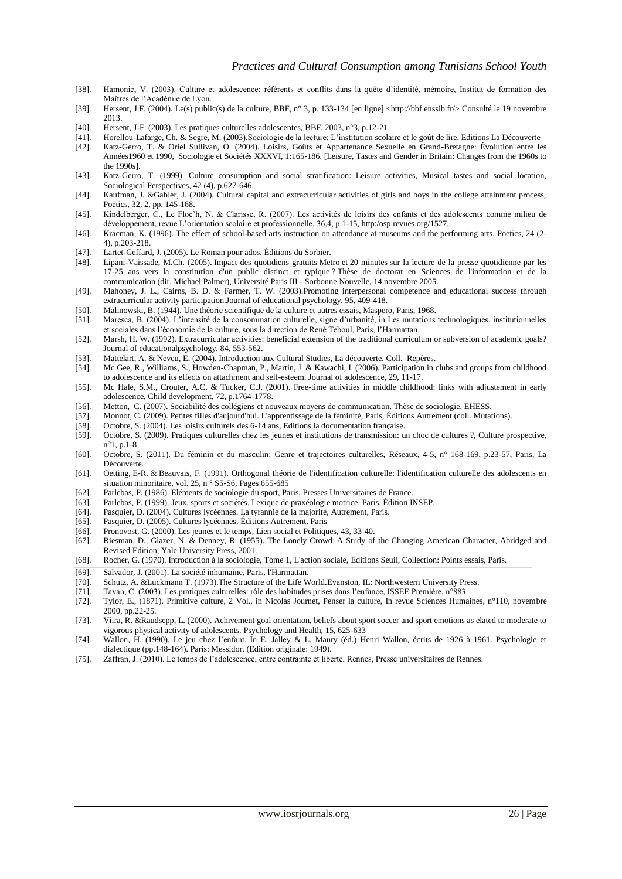[38]. Hamonic, V. (2003). Culture et adolescence: référents et conflits dans la quête d'identité, mémoire, Institut de formation des Maîtres de l'Académie de Lyon.

[39]. Hersent, J.F. (2004). Le(s) public(s) de la culture, BBF, n° 3, p. 133-134 [en ligne] <http://bbf.enssib.fr/> Consulté le 19 novembre 2013.

[40]. Hersent, J-F. (2003). Les pratiques culturelles adolescentes, BBF, 2003, n°3, p.12-21

[41]. Horellou-Lafarge, Ch. & Segre, M. (2003).Sociologie de la lecture: L'institution scolaire et le goût de lire, Editions La Découverte

[42]. Katz-Gerro, T. & Oriel Sullivan, O. (2004). Loisirs, Goûts et Appartenance Sexuelle en Grand-Bretagne: Évolution entre les Années1960 et 1990, Sociologie et Sociétés XXXVI, 1:165-186. [Leisure, Tastes and Gender in Britain: Changes from the 1960s to the 1990s].

[43]. Katz-Gerro, T. (1999). Culture consumption and social stratification: Leisure activities, Musical tastes and social location, Sociological Perspectives, 42 (4), p.627-646.

[44]. Kaufman, J. &Gabler, J. (2004). Cultural capital and extracurricular activities of girls and boys in the college attainment process, Poetics, 32, 2, pp. 145-168.

[45]. Kindelberger, C., Le Floc'h, N. & Clarisse, R. (2007). Les activités de loisirs des enfants et des adolescents comme milieu de développement, revue L'orientation scolaire et professionnelle, 36,4, p.1-15, http:/osp.revues.org/1527.

[46]. Kracman, K. (1996). The effect of school-based arts instruction on attendance at museums and the performing arts, Poetics, 24 (2-4), p.203-218.

[47]. Lartet-Geffard, J. (2005). Le Roman pour ados. Éditions du Sorbier.

[48]. Lipani-Vaissade, M.Ch. (2005). Impact des quotidiens gratuits Metro et 20 minutes sur la lecture de la presse quotidienne par les 17-25 ans vers la constitution d'un public distinct et typique ? Thèse de doctorat en Sciences de l'information et de la communication (dir. Michael Palmer), Université Paris III - Sorbonne Nouvelle, 14 novembre 2005.

[49]. Mahoney, J. L., Cairns, B. D. & Farmer, T. W. (2003).Promoting interpersonal competence and educational success through extracurricular activity participation.Journal of educational psychology, 95, 409-418.

[50]. Malinowski, B. (1944), Une théorie scientifique de la culture et autres essais, Maspero, Paris, 1968.

[51]. Maresca, B. (2004). L'intensité de la consommation culturelle, signe d'urbanité, in Les mutations technologiques, institutionnelles et sociales dans l'économie de la culture, sous la direction de René Teboul, Paris, l'Harmattan.

[52]. Marsh, H. W. (1992). Extracurricular activities: beneficial extension of the traditional curriculum or subversion of academic goals? Journal of educationalpsychology, 84, 553-562.

[53]. Mattelart, A. & Neveu, E. (2004). Introduction aux Cultural Studies, La découverte, Coll. Repères.

[54]. Mc Gee, R., Williams, S., Howden-Chapman, P., Martin, J. & Kawachi, I. (2006). Participation in clubs and groups from childhood to adolescence and its effects on attachment and self-esteem. Journal of adolescence, 29, 11-17.

[55]. Mc Hale, S.M., Crouter, A.C. & Tucker, C.J. (2001). Free-time activities in middle childhood: links with adjustement in early adolescence, Child development, 72, p.1764-1778.

[56]. Metton, C. (2007). Sociabilité des collégiens et nouveaux moyens de communication. Thèse de sociologie, EHESS.

[57]. Monnot, C. (2009). Petites filles d'aujourd'hui. L'apprentissage de la féminité, Paris, Éditions Autrement (coll. Mutations).

[58]. Octobre, S. (2004). Les loisirs culturels des 6-14 ans, Editions la documentation française.

[59]. Octobre, S. (2009). Pratiques culturelles chez les jeunes et institutions de transmission: un choc de cultures ?, Culture prospective, n°1, p.1-8

[60]. Octobre, S. (2011). Du féminin et du masculin: Genre et trajectoires culturelles, Réseaux, 4-5, n° 168-169, p.23-57, Paris, La Découverte.

[61]. Oetting, E-R. & Beauvais, F. (1991). Orthogonal théorie de l'identification culturelle: l'identification culturelle des adolescents en situation minoritaire, vol. 25, n ° S5-S6, Pages 655-685

[62]. Parlebas, P. (1986). Eléments de sociologie du sport, Paris, Presses Universitaires de France.

[63]. Parlebas, P. (1999), Jeux, sports et sociétés. Lexique de praxéologie motrice, Paris, Édition INSEP.

[64]. Pasquier, D. (2004). Cultures lycéennes. La tyrannie de la majorité, Autrement, Paris.

[65]. Pasquier, D. (2005). Cultures lycéennes. Éditions Autrement, Paris

[66]. Pronovost, G. (2000). Les jeunes et le temps, Lien social et Politiques, 43, 33-40.

[67]. Riesman, D., Glazer, N. & Denney, R. (1955). The Lonely Crowd: A Study of the Changing American Character, Abridged and Revised Edition, Yale University Press, 2001.

[68]. Rocher, G. (1970). Introduction à la sociologie, Tome 1, L'action sociale, Editions Seuil, Collection: Points essais, Paris.

[69]. Salvador, J. (2001). La société inhumaine, Paris, l'Harmattan.

[70]. Schutz, A. &Luckmann T. (1973).The Structure of the Life World.Evanston, IL: Northwestern University Press.

[71]. Tavan, C. (2003). Les pratiques culturelles: rôle des habitudes prises dans l'enfance, ISSEE Première, n°883.

[72]. Tylor, E., (1871). Primitive culture, 2 Vol., in Nicolas Journet, Penser la culture, In revue Sciences Humaines, n°110, novembre 2000, pp.22-25.

[73]. Viira, R. &Raudsepp, L. (2000). Achivement goal orientation, beliefs about sport soccer and sport emotions as elated to moderate to vigorous physical activity of adolescents. Psychology and Health, 15, 625-633

[74]. Wallon, H. (1990). Le jeu chez l'enfant. In E. Jalley & L. Maury (éd.) Henri Wallon, écrits de 1926 à 1961. Psychologie et dialectique (pp.148-164). Paris: Messidor. (Edition originale: 1949).

[75]. Zaffran, J. (2010). Le temps de l'adolescence, entre contrainte et liberté, Rennes, Presse universitaires de Rennes.